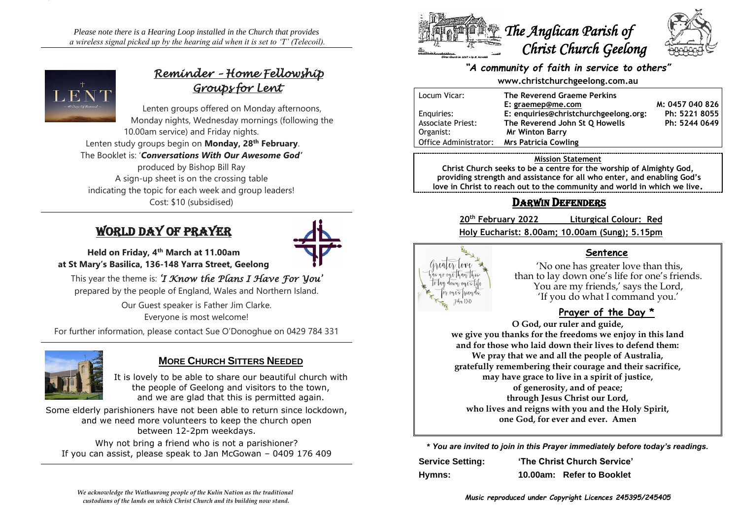*Please note there is a Hearing Loop installed in the Church that provides a wireless signal picked up by the hearing aid when it is set to 'T' (Telecoil).*

## *Reminder – Home Fellowship Groups for Lent*

Lenten groups offered on Monday afternoons, Monday nights, Wednesday mornings (following the 10.00am service) and Friday nights.

Lenten study groups begin on **Monday, 28th February**.

The Booklet is: '***Conversations With Our Awesome God***'

produced by Bishop Bill Ray

A sign-up sheet is on the crossing table indicating the topic for each week and group leaders!

Cost: $10 (subsidised)

## WORLD DAY OF PRAYER

**Held on Friday, 4th March at 11.00am at St Mary's Basilica, 136-148 Yarra Street, Geelong**

This year the theme is: ***'I Know the Plans I Have For You'*** prepared by the people of England, Wales and Northern Island.

Our Guest speaker is Father Jim Clarke.

Everyone is most welcome!

For further information, please contact Sue O'Donoghue on 0429 784 331

## MORE CHURCH SITTERS NEEDED

It is lovely to be able to share our beautiful church with the people of Geelong and visitors to the town, and we are glad that this is permitted again.

Some elderly parishioners have not been able to return since lockdown, and we need more volunteers to keep the church open between 12-2pm weekdays.

Why not bring a friend who is not a parishioner?

If you can assist, please speak to Jan McGowan – 0409 176 409

*We acknowledge the Wathaurong people of the Kulin Nation as the traditional custodians of the lands on which Christ Church and its building now stand.*

# *The Anglican Parish of Christ Church Geelong*

***"A community of faith in service to others"***

**www.christchurchgeelong.com.au**

| | | |
|---|---|---|
| Locum Vicar: | **The Reverend Graeme Perkins** | |
| | **E: graemep@me.com** | **M: 0457 040 826** |
| Enquiries: | **E: enquiries@christchurchgeelong.org:** | **Ph: 5221 8055** |
| Associate Priest: | **The Reverend John St Q Howells** | **Ph: 5244 0649** |
| Organist: | **Mr Winton Barry** | |
| Office Administrator: | **Mrs Patricia Cowling** | |

**Mission Statement**

**Christ Church seeks to be a centre for the worship of Almighty God, providing strength and assistance for all who enter, and enabling God's love in Christ to reach out to the community and world in which we live.**

## DARWIN DEFENDERS

**20th February 2022** **Liturgical Colour: Red**

**Holy Eucharist: 8.00am; 10.00am (Sung); 5.15pm**

### Sentence

'No one has greater love than this, than to lay down one's life for one's friends. You are my friends,' says the Lord, 'If you do what I command you.'

### Prayer of the Day *

**O God, our ruler and guide,**
**we give you thanks for the freedoms we enjoy in this land**
**and for those who laid down their lives to defend them:**
**We pray that we and all the people of Australia,**
**gratefully remembering their courage and their sacrifice,**
**may have grace to live in a spirit of justice,**
**of generosity, and of peace;**
**through Jesus Christ our Lord,**
**who lives and reigns with you and the Holy Spirit,**
**one God, for ever and ever. Amen**

***\* You are invited to join in this Prayer immediately before today's readings.***

**Service Setting:** **'The Christ Church Service'**

**Hymns:** **10.00am: Refer to Booklet**

***Music reproduced under Copyright Licences 245395/245405***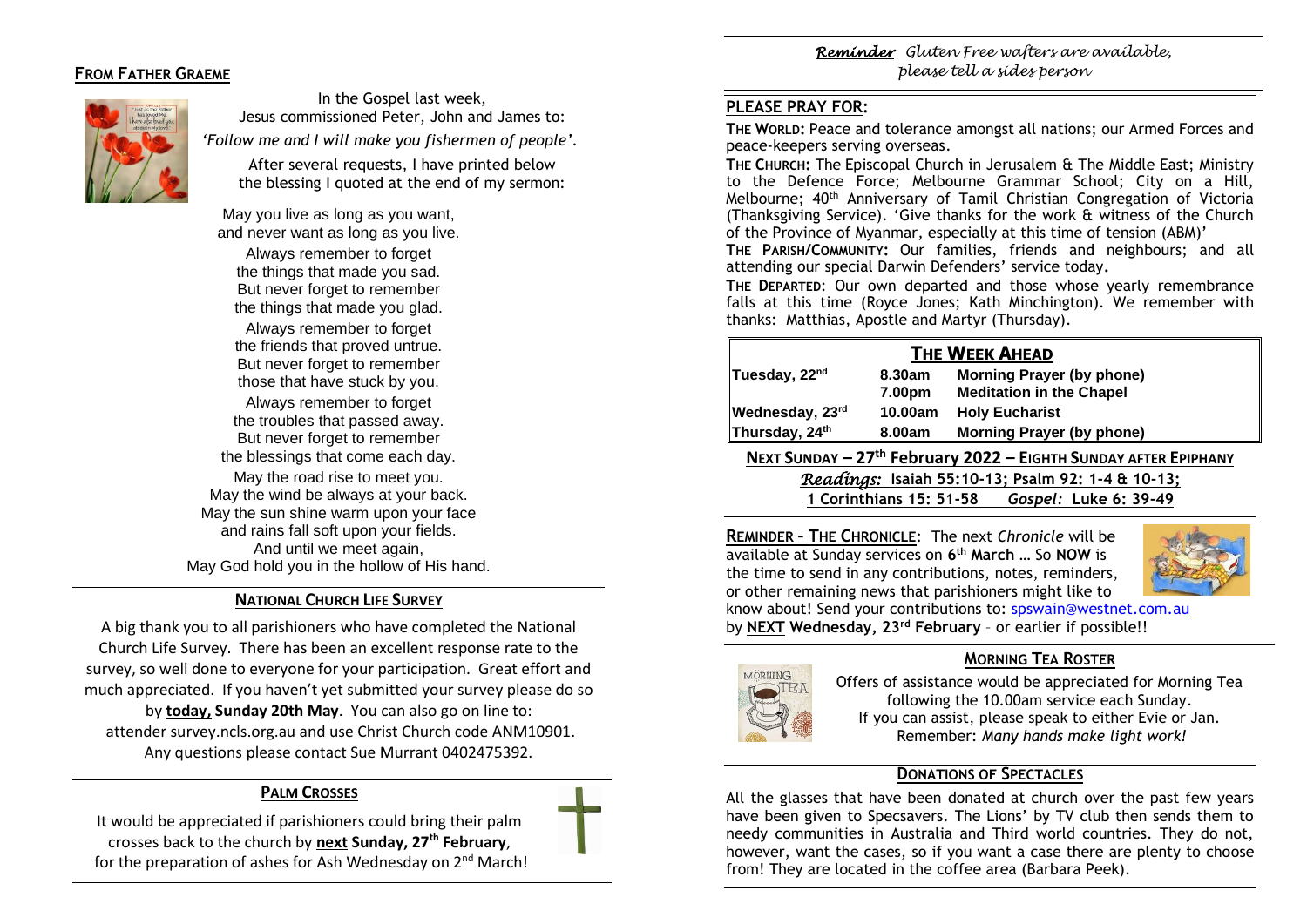## FROM FATHER GRAEME

In the Gospel last week,
Jesus commissioned Peter, John and James to:
*'Follow me and I will make you fishermen of people'.*

After several requests, I have printed below
the blessing I quoted at the end of my sermon:

May you live as long as you want,
and never want as long as you live.

Always remember to forget
the things that made you sad.
But never forget to remember
the things that made you glad.

Always remember to forget
the friends that proved untrue.
But never forget to remember
those that have stuck by you.

Always remember to forget
the troubles that passed away.
But never forget to remember
the blessings that come each day.

May the road rise to meet you.
May the wind be always at your back.
May the sun shine warm upon your face
and rains fall soft upon your fields.
And until we meet again,
May God hold you in the hollow of His hand.

## NATIONAL CHURCH LIFE SURVEY

A big thank you to all parishioners who have completed the National Church Life Survey. There has been an excellent response rate to the survey, so well done to everyone for your participation. Great effort and much appreciated. If you haven't yet submitted your survey please do so by **today, Sunday 20th May**. You can also go on line to: attender survey.ncls.org.au and use Christ Church code ANM10901. Any questions please contact Sue Murrant 0402475392.

## PALM CROSSES

It would be appreciated if parishioners could bring their palm crosses back to the church by **next Sunday, 27th February**, for the preparation of ashes for Ash Wednesday on 2nd March!

***Reminder*** *Gluten Free wafters are available, please tell a sides person*

## PLEASE PRAY FOR:

**THE WORLD:** Peace and tolerance amongst all nations; our Armed Forces and peace-keepers serving overseas.

**THE CHURCH:** The Episcopal Church in Jerusalem & The Middle East; Ministry to the Defence Force; Melbourne Grammar School; City on a Hill, Melbourne; 40th Anniversary of Tamil Christian Congregation of Victoria (Thanksgiving Service). 'Give thanks for the work & witness of the Church of the Province of Myanmar, especially at this time of tension (ABM)'

**THE PARISH/COMMUNITY:** Our families, friends and neighbours; and all attending our special Darwin Defenders' service today**.**

**THE DEPARTED**: Our own departed and those whose yearly remembrance falls at this time (Royce Jones; Kath Minchington). We remember with thanks: Matthias, Apostle and Martyr (Thursday).

## THE WEEK AHEAD

| | | |
|---|---|---|
| **Tuesday, 22nd** | **8.30am** | **Morning Prayer (by phone)** |
| | **7.00pm** | **Meditation in the Chapel** |
| **Wednesday, 23rd** | **10.00am** | **Holy Eucharist** |
| **Thursday, 24th** | **8.00am** | **Morning Prayer (by phone)** |

**NEXT SUNDAY – 27th February 2022 – EIGHTH SUNDAY AFTER EPIPHANY**

***Readings:*** **Isaiah 55:10-13; Psalm 92: 1-4 & 10-13; 1 Corinthians 15: 51-58** ***Gospel:*** **Luke 6: 39-49**

**REMINDER – THE CHRONICLE**: The next *Chronicle* will be available at Sunday services on **6th March** … So **NOW** is the time to send in any contributions, notes, reminders, or other remaining news that parishioners might like to know about! Send your contributions to: spswain@westnet.com.au by **NEXT Wednesday, 23rd February** – or earlier if possible!!

## MORNING TEA ROSTER

Offers of assistance would be appreciated for Morning Tea following the 10.00am service each Sunday.
If you can assist, please speak to either Evie or Jan.
Remember: *Many hands make light work!*

## DONATIONS OF SPECTACLES

All the glasses that have been donated at church over the past few years have been given to Specsavers. The Lions' by TV club then sends them to needy communities in Australia and Third world countries. They do not, however, want the cases, so if you want a case there are plenty to choose from! They are located in the coffee area (Barbara Peek).